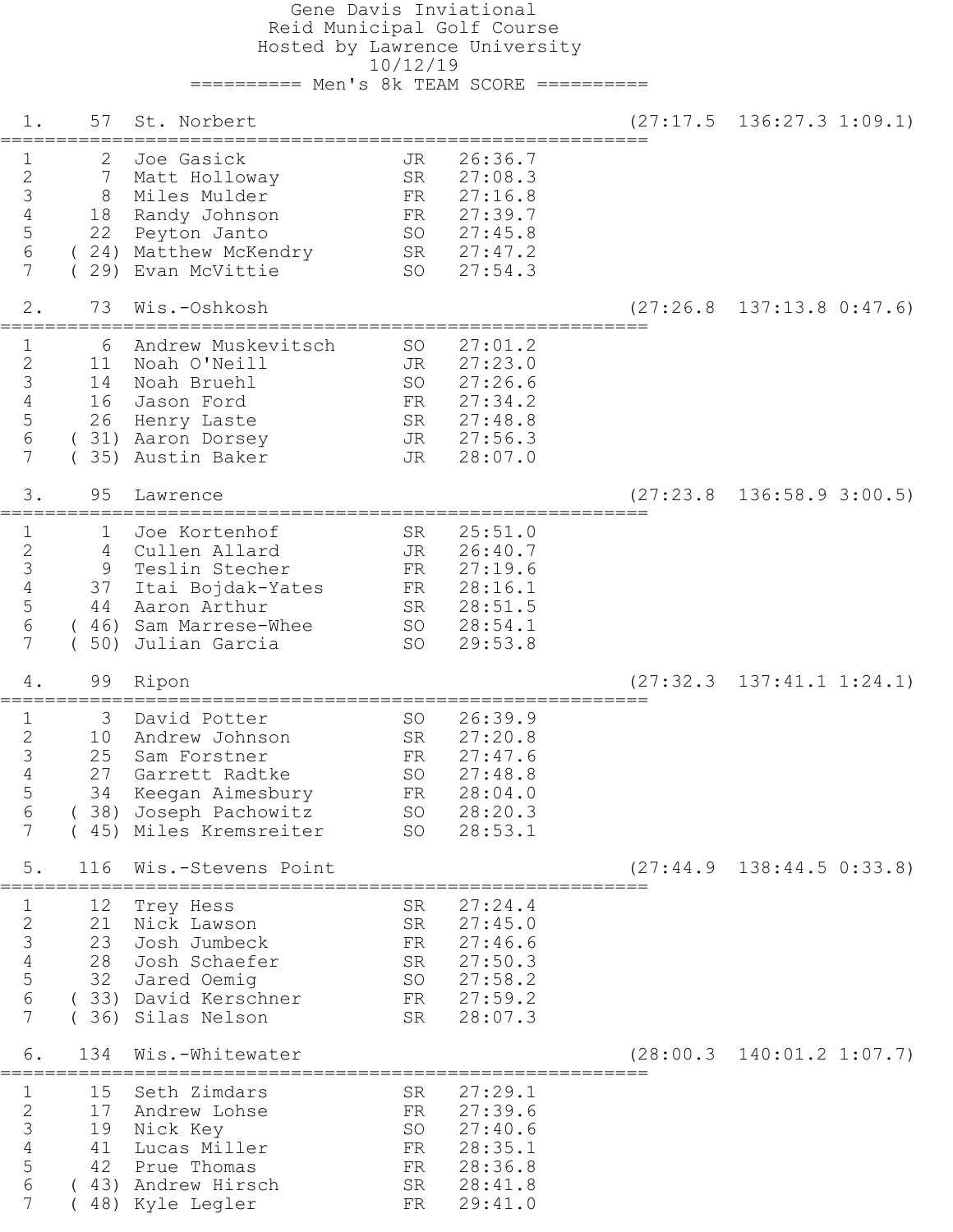# Gene Davis Inviational

Reid Municipal Golf Course
Hosted by Lawrence University
10/12/19

## ========== Men's 8k TEAM SCORE ==========

### 1. 57 St. Norbert (27:17.5 136:27.3 1:09.1)

| # | Place | Name | Year | Time |
|---|---|---|---|---|
| 1 | 2 | Joe Gasick | JR | 26:36.7 |
| 2 | 7 | Matt Holloway | SR | 27:08.3 |
| 3 | 8 | Miles Mulder | FR | 27:16.8 |
| 4 | 18 | Randy Johnson | FR | 27:39.7 |
| 5 | 22 | Peyton Janto | SO | 27:45.8 |
| 6 | (24) | Matthew McKendry | SR | 27:47.2 |
| 7 | (29) | Evan McVittie | SO | 27:54.3 |

### 2. 73 Wis.-Oshkosh (27:26.8 137:13.8 0:47.6)

| # | Place | Name | Year | Time |
|---|---|---|---|---|
| 1 | 6 | Andrew Muskevitsch | SO | 27:01.2 |
| 2 | 11 | Noah O'Neill | JR | 27:23.0 |
| 3 | 14 | Noah Bruehl | SO | 27:26.6 |
| 4 | 16 | Jason Ford | FR | 27:34.2 |
| 5 | 26 | Henry Laste | SR | 27:48.8 |
| 6 | (31) | Aaron Dorsey | JR | 27:56.3 |
| 7 | (35) | Austin Baker | JR | 28:07.0 |

### 3. 95 Lawrence (27:23.8 136:58.9 3:00.5)

| # | Place | Name | Year | Time |
|---|---|---|---|---|
| 1 | 1 | Joe Kortenhof | SR | 25:51.0 |
| 2 | 4 | Cullen Allard | JR | 26:40.7 |
| 3 | 9 | Teslin Stecher | FR | 27:19.6 |
| 4 | 37 | Itai Bojdak-Yates | FR | 28:16.1 |
| 5 | 44 | Aaron Arthur | SR | 28:51.5 |
| 6 | (46) | Sam Marrese-Whee | SO | 28:54.1 |
| 7 | (50) | Julian Garcia | SO | 29:53.8 |

### 4. 99 Ripon (27:32.3 137:41.1 1:24.1)

| # | Place | Name | Year | Time |
|---|---|---|---|---|
| 1 | 3 | David Potter | SO | 26:39.9 |
| 2 | 10 | Andrew Johnson | SR | 27:20.8 |
| 3 | 25 | Sam Forstner | FR | 27:47.6 |
| 4 | 27 | Garrett Radtke | SO | 27:48.8 |
| 5 | 34 | Keegan Aimesbury | FR | 28:04.0 |
| 6 | (38) | Joseph Pachowitz | SO | 28:20.3 |
| 7 | (45) | Miles Kremsreiter | SO | 28:53.1 |

### 5. 116 Wis.-Stevens Point (27:44.9 138:44.5 0:33.8)

| # | Place | Name | Year | Time |
|---|---|---|---|---|
| 1 | 12 | Trey Hess | SR | 27:24.4 |
| 2 | 21 | Nick Lawson | SR | 27:45.0 |
| 3 | 23 | Josh Jumbeck | FR | 27:46.6 |
| 4 | 28 | Josh Schaefer | SR | 27:50.3 |
| 5 | 32 | Jared Oemig | SO | 27:58.2 |
| 6 | (33) | David Kerschner | FR | 27:59.2 |
| 7 | (36) | Silas Nelson | SR | 28:07.3 |

### 6. 134 Wis.-Whitewater (28:00.3 140:01.2 1:07.7)

| # | Place | Name | Year | Time |
|---|---|---|---|---|
| 1 | 15 | Seth Zimdars | SR | 27:29.1 |
| 2 | 17 | Andrew Lohse | FR | 27:39.6 |
| 3 | 19 | Nick Key | SO | 27:40.6 |
| 4 | 41 | Lucas Miller | FR | 28:35.1 |
| 5 | 42 | Prue Thomas | FR | 28:36.8 |
| 6 | (43) | Andrew Hirsch | SR | 28:41.8 |
| 7 | (48) | Kyle Legler | FR | 29:41.0 |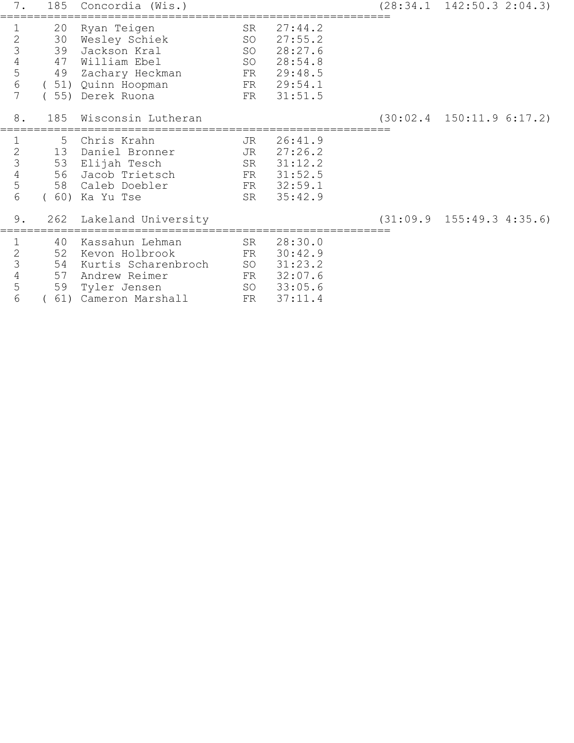## 7. 185 Concordia (Wis.) (28:34.1 142:50.3 2:04.3)

| | Place | Name | Year | Time |
|---|---|---|---|---|
| 1 | 20 | Ryan Teigen | SR | 27:44.2 |
| 2 | 30 | Wesley Schiek | SO | 27:55.2 |
| 3 | 39 | Jackson Kral | SO | 28:27.6 |
| 4 | 47 | William Ebel | SO | 28:54.8 |
| 5 | 49 | Zachary Heckman | FR | 29:48.5 |
| 6 | ( 51) | Quinn Hoopman | FR | 29:54.1 |
| 7 | ( 55) | Derek Ruona | FR | 31:51.5 |

## 8. 185 Wisconsin Lutheran (30:02.4 150:11.9 6:17.2)

| | Place | Name | Year | Time |
|---|---|---|---|---|
| 1 | 5 | Chris Krahn | JR | 26:41.9 |
| 2 | 13 | Daniel Bronner | JR | 27:26.2 |
| 3 | 53 | Elijah Tesch | SR | 31:12.2 |
| 4 | 56 | Jacob Trietsch | FR | 31:52.5 |
| 5 | 58 | Caleb Doebler | FR | 32:59.1 |
| 6 | ( 60) | Ka Yu Tse | SR | 35:42.9 |

## 9. 262 Lakeland University (31:09.9 155:49.3 4:35.6)

| | Place | Name | Year | Time |
|---|---|---|---|---|
| 1 | 40 | Kassahun Lehman | SR | 28:30.0 |
| 2 | 52 | Kevon Holbrook | FR | 30:42.9 |
| 3 | 54 | Kurtis Scharenbroch | SO | 31:23.2 |
| 4 | 57 | Andrew Reimer | FR | 32:07.6 |
| 5 | 59 | Tyler Jensen | SO | 33:05.6 |
| 6 | ( 61) | Cameron Marshall | FR | 37:11.4 |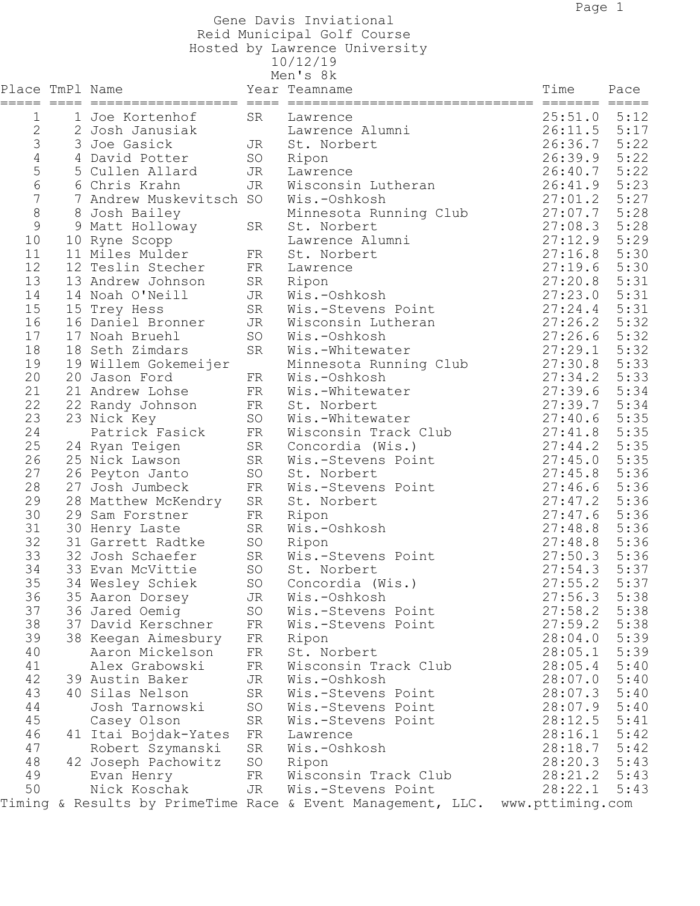# Gene Davis Inviational

Reid Municipal Golf Course

Hosted by Lawrence University

10/12/19

Men's 8k

| Place | TmPl | Name | Year | Teamname | Time | Pace |
|---|---|---|---|---|---|---|
| 1 | 1 | Joe Kortenhof | SR | Lawrence | 25:51.0 | 5:12 |
| 2 | 2 | Josh Janusiak | | Lawrence Alumni | 26:11.5 | 5:17 |
| 3 | 3 | Joe Gasick | JR | St. Norbert | 26:36.7 | 5:22 |
| 4 | 4 | David Potter | SO | Ripon | 26:39.9 | 5:22 |
| 5 | 5 | Cullen Allard | JR | Lawrence | 26:40.7 | 5:22 |
| 6 | 6 | Chris Krahn | JR | Wisconsin Lutheran | 26:41.9 | 5:23 |
| 7 | 7 | Andrew Muskevitsch | SO | Wis.-Oshkosh | 27:01.2 | 5:27 |
| 8 | 8 | Josh Bailey | | Minnesota Running Club | 27:07.7 | 5:28 |
| 9 | 9 | Matt Holloway | SR | St. Norbert | 27:08.3 | 5:28 |
| 10 | 10 | Ryne Scopp | | Lawrence Alumni | 27:12.9 | 5:29 |
| 11 | 11 | Miles Mulder | FR | St. Norbert | 27:16.8 | 5:30 |
| 12 | 12 | Teslin Stecher | FR | Lawrence | 27:19.6 | 5:30 |
| 13 | 13 | Andrew Johnson | SR | Ripon | 27:20.8 | 5:31 |
| 14 | 14 | Noah O'Neill | JR | Wis.-Oshkosh | 27:23.0 | 5:31 |
| 15 | 15 | Trey Hess | SR | Wis.-Stevens Point | 27:24.4 | 5:31 |
| 16 | 16 | Daniel Bronner | JR | Wisconsin Lutheran | 27:26.2 | 5:32 |
| 17 | 17 | Noah Bruehl | SO | Wis.-Oshkosh | 27:26.6 | 5:32 |
| 18 | 18 | Seth Zimdars | SR | Wis.-Whitewater | 27:29.1 | 5:32 |
| 19 | 19 | Willem Gokemeijer | | Minnesota Running Club | 27:30.8 | 5:33 |
| 20 | 20 | Jason Ford | FR | Wis.-Oshkosh | 27:34.2 | 5:33 |
| 21 | 21 | Andrew Lohse | FR | Wis.-Whitewater | 27:39.6 | 5:34 |
| 22 | 22 | Randy Johnson | FR | St. Norbert | 27:39.7 | 5:34 |
| 23 | 23 | Nick Key | SO | Wis.-Whitewater | 27:40.6 | 5:35 |
| 24 | | Patrick Fasick | FR | Wisconsin Track Club | 27:41.8 | 5:35 |
| 25 | 24 | Ryan Teigen | SR | Concordia (Wis.) | 27:44.2 | 5:35 |
| 26 | 25 | Nick Lawson | SR | Wis.-Stevens Point | 27:45.0 | 5:35 |
| 27 | 26 | Peyton Janto | SO | St. Norbert | 27:45.8 | 5:36 |
| 28 | 27 | Josh Jumbeck | FR | Wis.-Stevens Point | 27:46.6 | 5:36 |
| 29 | 28 | Matthew McKendry | SR | St. Norbert | 27:47.2 | 5:36 |
| 30 | 29 | Sam Forstner | FR | Ripon | 27:47.6 | 5:36 |
| 31 | 30 | Henry Laste | SR | Wis.-Oshkosh | 27:48.8 | 5:36 |
| 32 | 31 | Garrett Radtke | SO | Ripon | 27:48.8 | 5:36 |
| 33 | 32 | Josh Schaefer | SR | Wis.-Stevens Point | 27:50.3 | 5:36 |
| 34 | 33 | Evan McVittie | SO | St. Norbert | 27:54.3 | 5:37 |
| 35 | 34 | Wesley Schiek | SO | Concordia (Wis.) | 27:55.2 | 5:37 |
| 36 | 35 | Aaron Dorsey | JR | Wis.-Oshkosh | 27:56.3 | 5:38 |
| 37 | 36 | Jared Oemig | SO | Wis.-Stevens Point | 27:58.2 | 5:38 |
| 38 | 37 | David Kerschner | FR | Wis.-Stevens Point | 27:59.2 | 5:38 |
| 39 | 38 | Keegan Aimesbury | FR | Ripon | 28:04.0 | 5:39 |
| 40 | | Aaron Mickelson | FR | St. Norbert | 28:05.1 | 5:39 |
| 41 | | Alex Grabowski | FR | Wisconsin Track Club | 28:05.4 | 5:40 |
| 42 | 39 | Austin Baker | JR | Wis.-Oshkosh | 28:07.0 | 5:40 |
| 43 | 40 | Silas Nelson | SR | Wis.-Stevens Point | 28:07.3 | 5:40 |
| 44 | | Josh Tarnowski | SO | Wis.-Stevens Point | 28:07.9 | 5:40 |
| 45 | | Casey Olson | SR | Wis.-Stevens Point | 28:12.5 | 5:41 |
| 46 | 41 | Itai Bojdak-Yates | FR | Lawrence | 28:16.1 | 5:42 |
| 47 | | Robert Szymanski | SR | Wis.-Oshkosh | 28:18.7 | 5:42 |
| 48 | 42 | Joseph Pachowitz | SO | Ripon | 28:20.3 | 5:43 |
| 49 | | Evan Henry | FR | Wisconsin Track Club | 28:21.2 | 5:43 |
| 50 | | Nick Koschak | JR | Wis.-Stevens Point | 28:22.1 | 5:43 |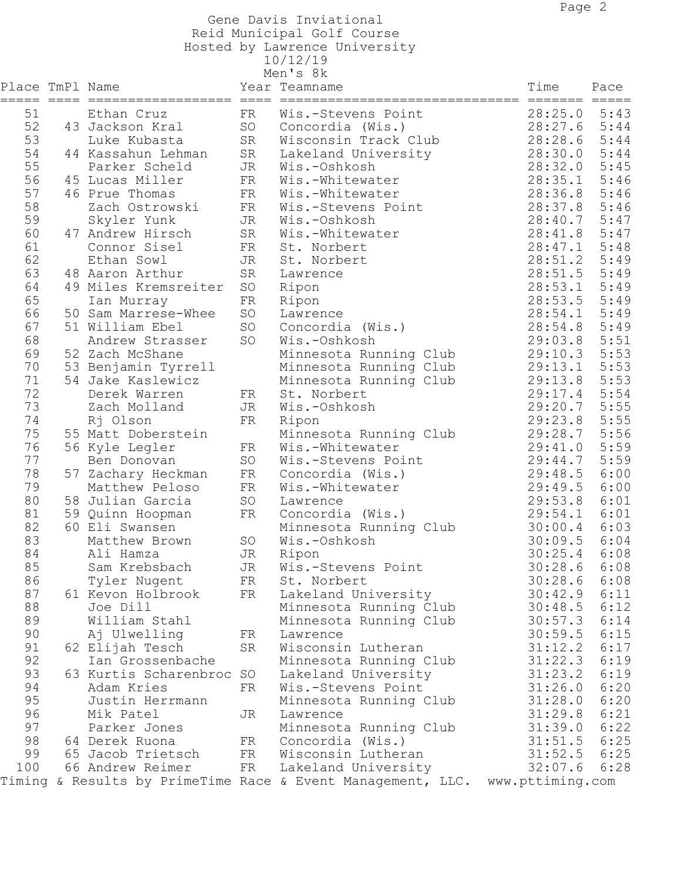Gene Davis Inviational
Reid Municipal Golf Course
Hosted by Lawrence University
10/12/19
Men's 8k

| Place | TmPl | Name | Year | Teamname | Time | Pace |
|---|---|---|---|---|---|---|
| 51 | | Ethan Cruz | FR | Wis.-Stevens Point | 28:25.0 | 5:43 |
| 52 | 43 | Jackson Kral | SO | Concordia (Wis.) | 28:27.6 | 5:44 |
| 53 | | Luke Kubasta | SR | Wisconsin Track Club | 28:28.6 | 5:44 |
| 54 | 44 | Kassahun Lehman | SR | Lakeland University | 28:30.0 | 5:44 |
| 55 | | Parker Scheld | JR | Wis.-Oshkosh | 28:32.0 | 5:45 |
| 56 | 45 | Lucas Miller | FR | Wis.-Whitewater | 28:35.1 | 5:46 |
| 57 | 46 | Prue Thomas | FR | Wis.-Whitewater | 28:36.8 | 5:46 |
| 58 | | Zach Ostrowski | FR | Wis.-Stevens Point | 28:37.8 | 5:46 |
| 59 | | Skyler Yunk | JR | Wis.-Oshkosh | 28:40.7 | 5:47 |
| 60 | 47 | Andrew Hirsch | SR | Wis.-Whitewater | 28:41.8 | 5:47 |
| 61 | | Connor Sisel | FR | St. Norbert | 28:47.1 | 5:48 |
| 62 | | Ethan Sowl | JR | St. Norbert | 28:51.2 | 5:49 |
| 63 | 48 | Aaron Arthur | SR | Lawrence | 28:51.5 | 5:49 |
| 64 | 49 | Miles Kremsreiter | SO | Ripon | 28:53.1 | 5:49 |
| 65 | | Ian Murray | FR | Ripon | 28:53.5 | 5:49 |
| 66 | 50 | Sam Marrese-Whee | SO | Lawrence | 28:54.1 | 5:49 |
| 67 | 51 | William Ebel | SO | Concordia (Wis.) | 28:54.8 | 5:49 |
| 68 | | Andrew Strasser | SO | Wis.-Oshkosh | 29:03.8 | 5:51 |
| 69 | 52 | Zach McShane | | Minnesota Running Club | 29:10.3 | 5:53 |
| 70 | 53 | Benjamin Tyrrell | | Minnesota Running Club | 29:13.1 | 5:53 |
| 71 | 54 | Jake Kaslewicz | | Minnesota Running Club | 29:13.8 | 5:53 |
| 72 | | Derek Warren | FR | St. Norbert | 29:17.4 | 5:54 |
| 73 | | Zach Molland | JR | Wis.-Oshkosh | 29:20.7 | 5:55 |
| 74 | | Rj Olson | FR | Ripon | 29:23.8 | 5:55 |
| 75 | 55 | Matt Doberstein | | Minnesota Running Club | 29:28.7 | 5:56 |
| 76 | 56 | Kyle Legler | FR | Wis.-Whitewater | 29:41.0 | 5:59 |
| 77 | | Ben Donovan | SO | Wis.-Stevens Point | 29:44.7 | 5:59 |
| 78 | 57 | Zachary Heckman | FR | Concordia (Wis.) | 29:48.5 | 6:00 |
| 79 | | Matthew Peloso | FR | Wis.-Whitewater | 29:49.5 | 6:00 |
| 80 | 58 | Julian Garcia | SO | Lawrence | 29:53.8 | 6:01 |
| 81 | 59 | Quinn Hoopman | FR | Concordia (Wis.) | 29:54.1 | 6:01 |
| 82 | 60 | Eli Swansen | | Minnesota Running Club | 30:00.4 | 6:03 |
| 83 | | Matthew Brown | SO | Wis.-Oshkosh | 30:09.5 | 6:04 |
| 84 | | Ali Hamza | JR | Ripon | 30:25.4 | 6:08 |
| 85 | | Sam Krebsbach | JR | Wis.-Stevens Point | 30:28.6 | 6:08 |
| 86 | | Tyler Nugent | FR | St. Norbert | 30:28.6 | 6:08 |
| 87 | 61 | Kevon Holbrook | FR | Lakeland University | 30:42.9 | 6:11 |
| 88 | | Joe Dill | | Minnesota Running Club | 30:48.5 | 6:12 |
| 89 | | William Stahl | | Minnesota Running Club | 30:57.3 | 6:14 |
| 90 | | Aj Ulwelling | FR | Lawrence | 30:59.5 | 6:15 |
| 91 | 62 | Elijah Tesch | SR | Wisconsin Lutheran | 31:12.2 | 6:17 |
| 92 | | Ian Grossenbache | | Minnesota Running Club | 31:22.3 | 6:19 |
| 93 | 63 | Kurtis Scharenbroc | SO | Lakeland University | 31:23.2 | 6:19 |
| 94 | | Adam Kries | FR | Wis.-Stevens Point | 31:26.0 | 6:20 |
| 95 | | Justin Herrmann | | Minnesota Running Club | 31:28.0 | 6:20 |
| 96 | | Mik Patel | JR | Lawrence | 31:29.8 | 6:21 |
| 97 | | Parker Jones | | Minnesota Running Club | 31:39.0 | 6:22 |
| 98 | 64 | Derek Ruona | FR | Concordia (Wis.) | 31:51.5 | 6:25 |
| 99 | 65 | Jacob Trietsch | FR | Wisconsin Lutheran | 31:52.5 | 6:25 |
| 100 | 66 | Andrew Reimer | FR | Lakeland University | 32:07.6 | 6:28 |

Timing & Results by PrimeTime Race & Event Management, LLC. www.pttiming.com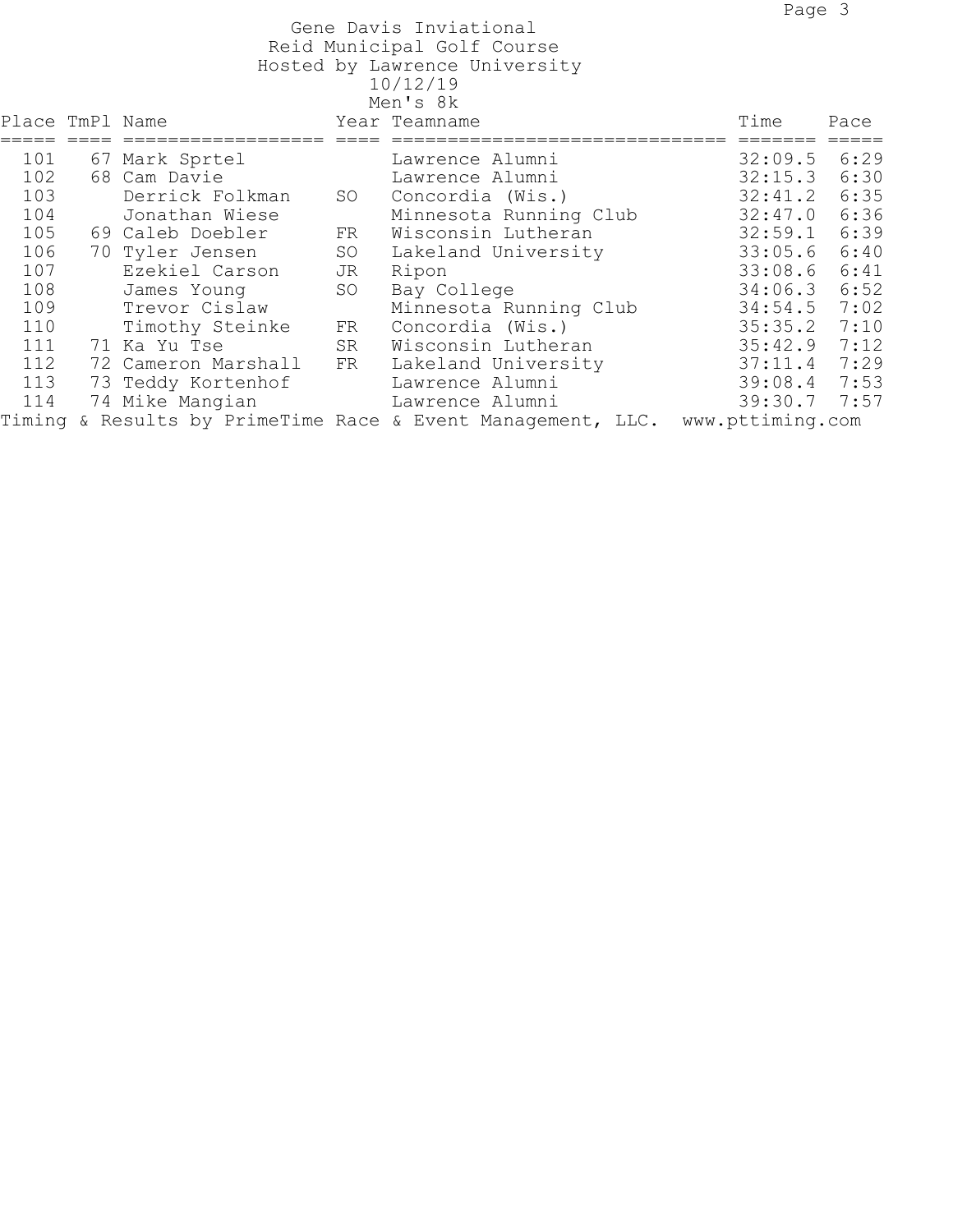Gene Davis Inviational
Reid Municipal Golf Course
Hosted by Lawrence University
10/12/19
Men's 8k

| Place | TmPl | Name | Year | Teamname | Time | Pace |
|---|---|---|---|---|---|---|
| 101 | 67 | Mark Sprtel | | Lawrence Alumni | 32:09.5 | 6:29 |
| 102 | 68 | Cam Davie | | Lawrence Alumni | 32:15.3 | 6:30 |
| 103 | | Derrick Folkman | SO | Concordia (Wis.) | 32:41.2 | 6:35 |
| 104 | | Jonathan Wiese | | Minnesota Running Club | 32:47.0 | 6:36 |
| 105 | 69 | Caleb Doebler | FR | Wisconsin Lutheran | 32:59.1 | 6:39 |
| 106 | 70 | Tyler Jensen | SO | Lakeland University | 33:05.6 | 6:40 |
| 107 | | Ezekiel Carson | JR | Ripon | 33:08.6 | 6:41 |
| 108 | | James Young | SO | Bay College | 34:06.3 | 6:52 |
| 109 | | Trevor Cislaw | | Minnesota Running Club | 34:54.5 | 7:02 |
| 110 | | Timothy Steinke | FR | Concordia (Wis.) | 35:35.2 | 7:10 |
| 111 | 71 | Ka Yu Tse | SR | Wisconsin Lutheran | 35:42.9 | 7:12 |
| 112 | 72 | Cameron Marshall | FR | Lakeland University | 37:11.4 | 7:29 |
| 113 | 73 | Teddy Kortenhof | | Lawrence Alumni | 39:08.4 | 7:53 |
| 114 | 74 | Mike Mangian | | Lawrence Alumni | 39:30.7 | 7:57 |

Timing & Results by PrimeTime Race & Event Management, LLC. www.pttiming.com